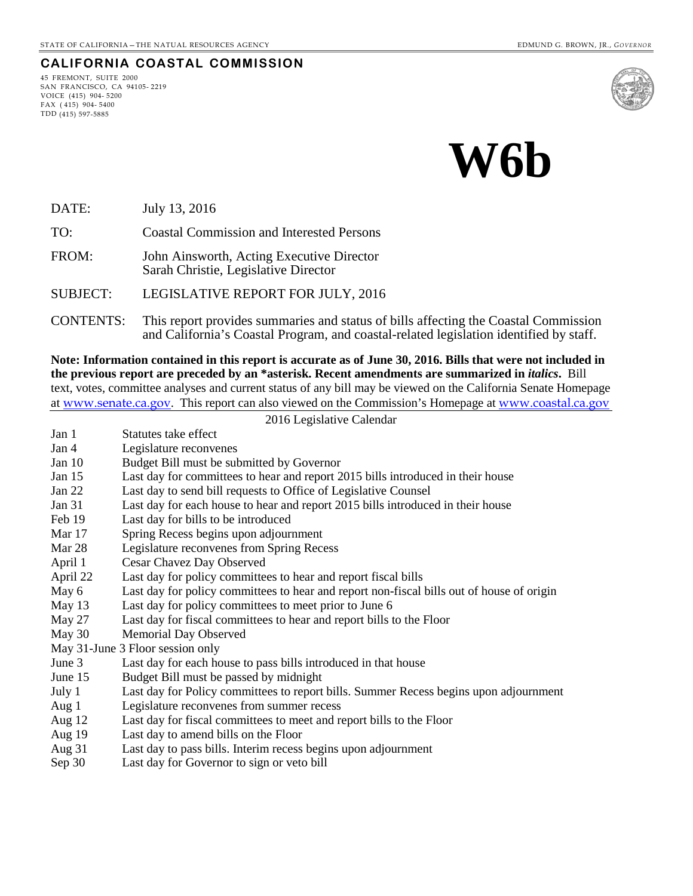STATE OF CALIFORNIA – THE NATURAL RESOURCES AGENCY

EDMUND G. BROWN, JR., *GOVERNOR*

**CALIFORNIA COASTAL COMMISSION**

45 FREMONT, SUITE 2000
SAN FRANCISCO, CA 94105- 2219
VOICE (415) 904- 5200
FAX ( 415) 904- 5400
TDD (415) 597-5885

# W6b

DATE: July 13, 2016

TO: Coastal Commission and Interested Persons

FROM: John Ainsworth, Acting Executive Director
Sarah Christie, Legislative Director

SUBJECT: LEGISLATIVE REPORT FOR JULY, 2016

CONTENTS: This report provides summaries and status of bills affecting the Coastal Commission and California's Coastal Program, and coastal-related legislation identified by staff.

**Note: Information contained in this report is accurate as of June 30, 2016. Bills that were not included in the previous report are preceded by an *asterisk. Recent amendments are summarized in *italics*.** Bill text, votes, committee analyses and current status of any bill may be viewed on the California Senate Homepage at www.senate.ca.gov. This report can also viewed on the Commission's Homepage at www.coastal.ca.gov

2016 Legislative Calendar

| | |
|---|---|
| Jan 1 | Statutes take effect |
| Jan 4 | Legislature reconvenes |
| Jan 10 | Budget Bill must be submitted by Governor |
| Jan 15 | Last day for committees to hear and report 2015 bills introduced in their house |
| Jan 22 | Last day to send bill requests to Office of Legislative Counsel |
| Jan 31 | Last day for each house to hear and report 2015 bills introduced in their house |
| Feb 19 | Last day for bills to be introduced |
| Mar 17 | Spring Recess begins upon adjournment |
| Mar 28 | Legislature reconvenes from Spring Recess |
| April 1 | Cesar Chavez Day Observed |
| April 22 | Last day for policy committees to hear and report fiscal bills |
| May 6 | Last day for policy committees to hear and report non-fiscal bills out of house of origin |
| May 13 | Last day for policy committees to meet prior to June 6 |
| May 27 | Last day for fiscal committees to hear and report bills to the Floor |
| May 30 | Memorial Day Observed |
| May 31-June 3 | Floor session only |
| June 3 | Last day for each house to pass bills introduced in that house |
| June 15 | Budget Bill must be passed by midnight |
| July 1 | Last day for Policy committees to report bills. Summer Recess begins upon adjournment |
| Aug 1 | Legislature reconvenes from summer recess |
| Aug 12 | Last day for fiscal committees to meet and report bills to the Floor |
| Aug 19 | Last day to amend bills on the Floor |
| Aug 31 | Last day to pass bills. Interim recess begins upon adjournment |
| Sep 30 | Last day for Governor to sign or veto bill |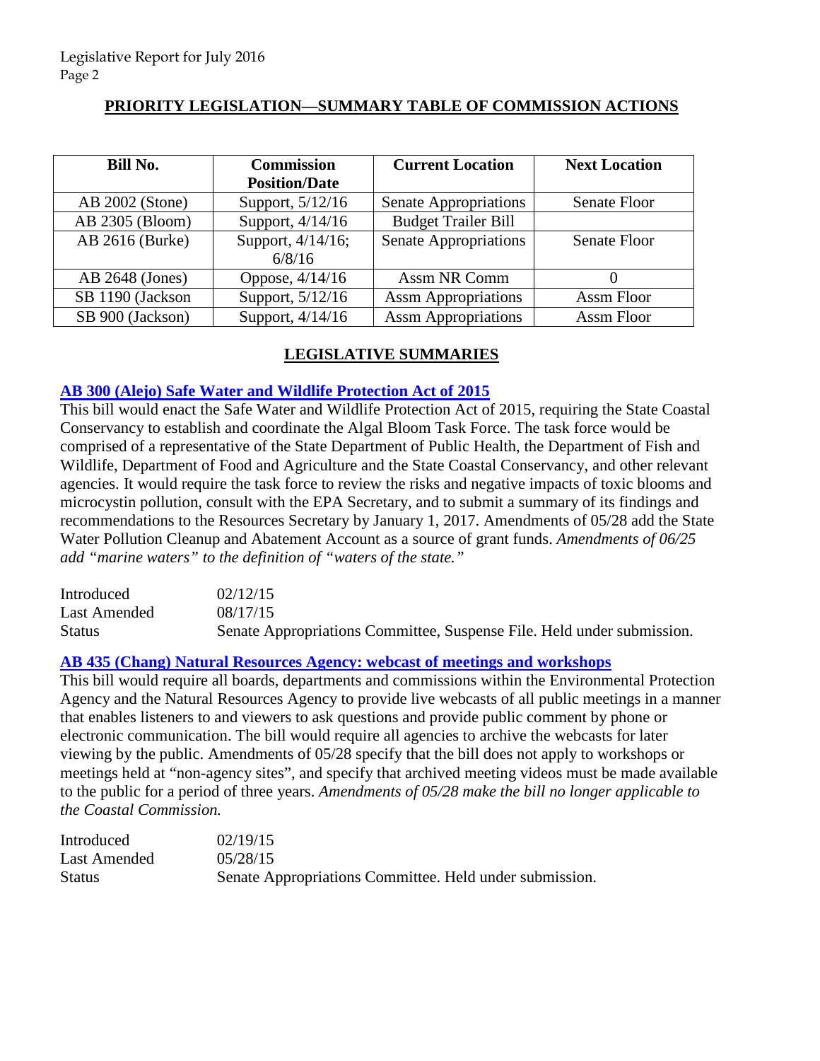## PRIORITY LEGISLATION—SUMMARY TABLE OF COMMISSION ACTIONS

| Bill No. | Commission Position/Date | Current Location | Next Location |
|---|---|---|---|
| AB 2002 (Stone) | Support, 5/12/16 | Senate Appropriations | Senate Floor |
| AB 2305 (Bloom) | Support, 4/14/16 | Budget Trailer Bill | |
| AB 2616 (Burke) | Support, 4/14/16; 6/8/16 | Senate Appropriations | Senate Floor |
| AB 2648 (Jones) | Oppose, 4/14/16 | Assm NR Comm | 0 |
| SB 1190 (Jackson | Support, 5/12/16 | Assm Appropriations | Assm Floor |
| SB 900 (Jackson) | Support, 4/14/16 | Assm Appropriations | Assm Floor |

## LEGISLATIVE SUMMARIES

### AB 300 (Alejo) Safe Water and Wildlife Protection Act of 2015

This bill would enact the Safe Water and Wildlife Protection Act of 2015, requiring the State Coastal Conservancy to establish and coordinate the Algal Bloom Task Force. The task force would be comprised of a representative of the State Department of Public Health, the Department of Fish and Wildlife, Department of Food and Agriculture and the State Coastal Conservancy, and other relevant agencies. It would require the task force to review the risks and negative impacts of toxic blooms and microcystin pollution, consult with the EPA Secretary, and to submit a summary of its findings and recommendations to the Resources Secretary by January 1, 2017. Amendments of 05/28 add the State Water Pollution Cleanup and Abatement Account as a source of grant funds. *Amendments of 06/25 add "marine waters" to the definition of "waters of the state."*

| | |
|---|---|
| Introduced | 02/12/15 |
| Last Amended | 08/17/15 |
| Status | Senate Appropriations Committee, Suspense File. Held under submission. |

### AB 435 (Chang) Natural Resources Agency: webcast of meetings and workshops

This bill would require all boards, departments and commissions within the Environmental Protection Agency and the Natural Resources Agency to provide live webcasts of all public meetings in a manner that enables listeners to and viewers to ask questions and provide public comment by phone or electronic communication. The bill would require all agencies to archive the webcasts for later viewing by the public. Amendments of 05/28 specify that the bill does not apply to workshops or meetings held at "non-agency sites", and specify that archived meeting videos must be made available to the public for a period of three years. *Amendments of 05/28 make the bill no longer applicable to the Coastal Commission.*

| | |
|---|---|
| Introduced | 02/19/15 |
| Last Amended | 05/28/15 |
| Status | Senate Appropriations Committee. Held under submission. |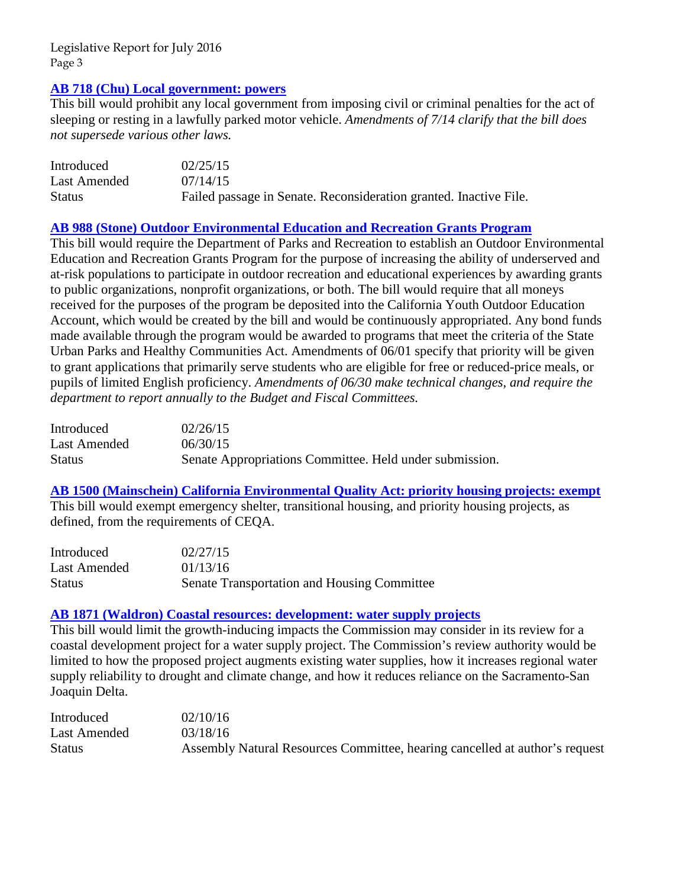### **AB 718 (Chu) Local government: powers**

This bill would prohibit any local government from imposing civil or criminal penalties for the act of sleeping or resting in a lawfully parked motor vehicle. *Amendments of 7/14 clarify that the bill does not supersede various other laws.*

| | |
|---|---|
| Introduced | 02/25/15 |
| Last Amended | 07/14/15 |
| Status | Failed passage in Senate. Reconsideration granted. Inactive File. |

### **AB 988 (Stone) Outdoor Environmental Education and Recreation Grants Program**

This bill would require the Department of Parks and Recreation to establish an Outdoor Environmental Education and Recreation Grants Program for the purpose of increasing the ability of underserved and at-risk populations to participate in outdoor recreation and educational experiences by awarding grants to public organizations, nonprofit organizations, or both. The bill would require that all moneys received for the purposes of the program be deposited into the California Youth Outdoor Education Account, which would be created by the bill and would be continuously appropriated. Any bond funds made available through the program would be awarded to programs that meet the criteria of the State Urban Parks and Healthy Communities Act. Amendments of 06/01 specify that priority will be given to grant applications that primarily serve students who are eligible for free or reduced-price meals, or pupils of limited English proficiency. *Amendments of 06/30 make technical changes, and require the department to report annually to the Budget and Fiscal Committees.*

| | |
|---|---|
| Introduced | 02/26/15 |
| Last Amended | 06/30/15 |
| Status | Senate Appropriations Committee. Held under submission. |

### **AB 1500 (Mainschein) California Environmental Quality Act: priority housing projects: exempt**

This bill would exempt emergency shelter, transitional housing, and priority housing projects, as defined, from the requirements of CEQA.

| | |
|---|---|
| Introduced | 02/27/15 |
| Last Amended | 01/13/16 |
| Status | Senate Transportation and Housing Committee |

### **AB 1871 (Waldron) Coastal resources: development: water supply projects**

This bill would limit the growth-inducing impacts the Commission may consider in its review for a coastal development project for a water supply project. The Commission's review authority would be limited to how the proposed project augments existing water supplies, how it increases regional water supply reliability to drought and climate change, and how it reduces reliance on the Sacramento-San Joaquin Delta.

| | |
|---|---|
| Introduced | 02/10/16 |
| Last Amended | 03/18/16 |
| Status | Assembly Natural Resources Committee, hearing cancelled at author's request |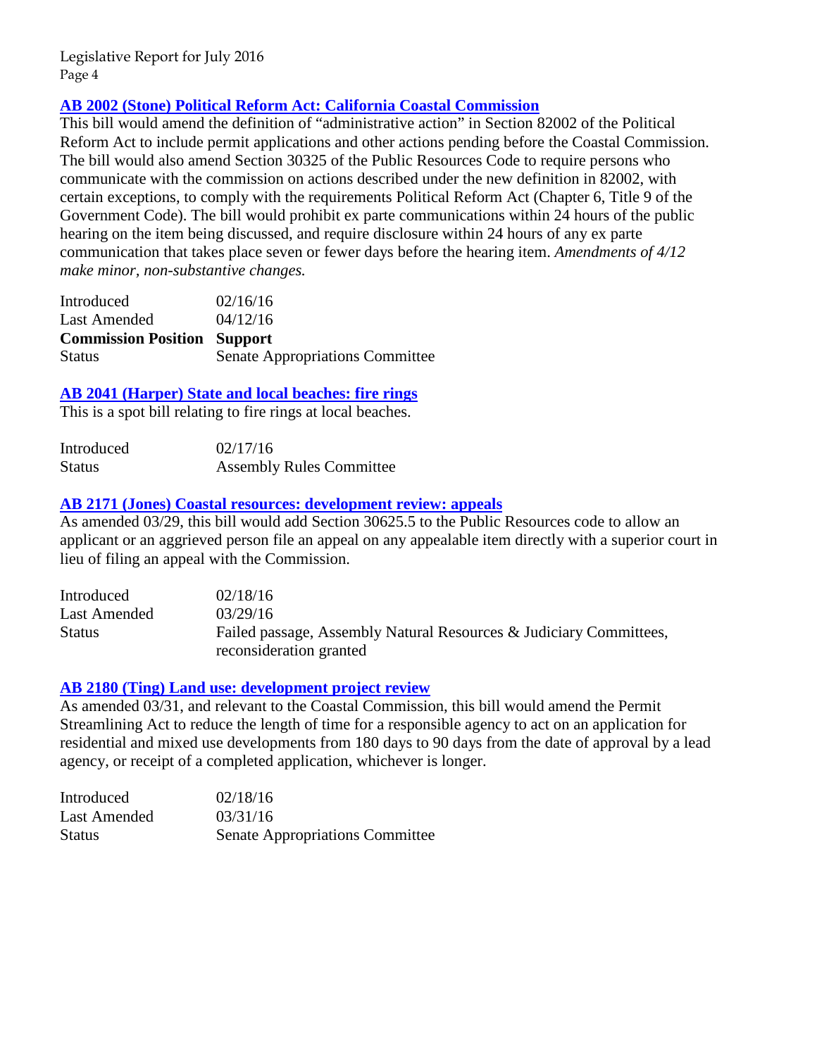### AB 2002 (Stone) Political Reform Act: California Coastal Commission

This bill would amend the definition of "administrative action" in Section 82002 of the Political Reform Act to include permit applications and other actions pending before the Coastal Commission. The bill would also amend Section 30325 of the Public Resources Code to require persons who communicate with the commission on actions described under the new definition in 82002, with certain exceptions, to comply with the requirements Political Reform Act (Chapter 6, Title 9 of the Government Code). The bill would prohibit ex parte communications within 24 hours of the public hearing on the item being discussed, and require disclosure within 24 hours of any ex parte communication that takes place seven or fewer days before the hearing item. *Amendments of 4/12 make minor, non-substantive changes.*

| | |
|---|---|
| Introduced | 02/16/16 |
| Last Amended | 04/12/16 |
| **Commission Position** | **Support** |
| Status | Senate Appropriations Committee |

### AB 2041 (Harper) State and local beaches: fire rings

This is a spot bill relating to fire rings at local beaches.

| | |
|---|---|
| Introduced | 02/17/16 |
| Status | Assembly Rules Committee |

### AB 2171 (Jones) Coastal resources: development review: appeals

As amended 03/29, this bill would add Section 30625.5 to the Public Resources code to allow an applicant or an aggrieved person file an appeal on any appealable item directly with a superior court in lieu of filing an appeal with the Commission.

| | |
|---|---|
| Introduced | 02/18/16 |
| Last Amended | 03/29/16 |
| Status | Failed passage, Assembly Natural Resources & Judiciary Committees, reconsideration granted |

### AB 2180 (Ting) Land use: development project review

As amended 03/31, and relevant to the Coastal Commission, this bill would amend the Permit Streamlining Act to reduce the length of time for a responsible agency to act on an application for residential and mixed use developments from 180 days to 90 days from the date of approval by a lead agency, or receipt of a completed application, whichever is longer.

| | |
|---|---|
| Introduced | 02/18/16 |
| Last Amended | 03/31/16 |
| Status | Senate Appropriations Committee |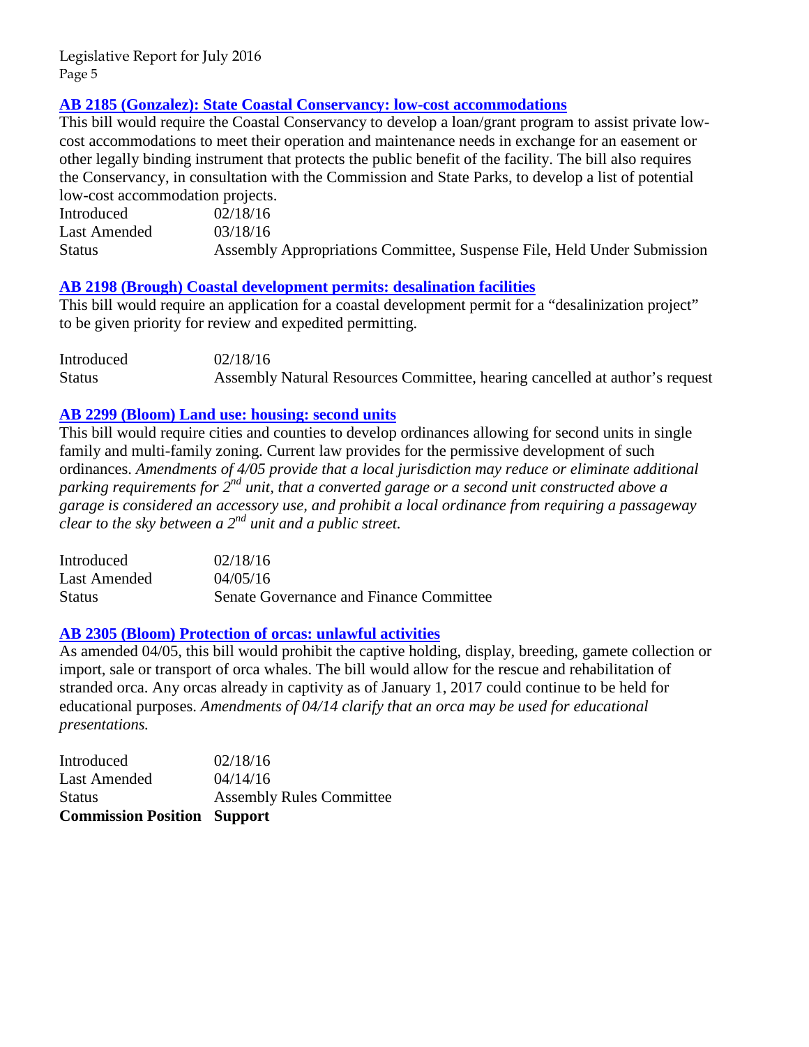### AB 2185 (Gonzalez): State Coastal Conservancy: low-cost accommodations

This bill would require the Coastal Conservancy to develop a loan/grant program to assist private low-cost accommodations to meet their operation and maintenance needs in exchange for an easement or other legally binding instrument that protects the public benefit of the facility. The bill also requires the Conservancy, in consultation with the Commission and State Parks, to develop a list of potential low-cost accommodation projects.

| | |
|---|---|
| Introduced | 02/18/16 |
| Last Amended | 03/18/16 |
| Status | Assembly Appropriations Committee, Suspense File, Held Under Submission |

### AB 2198 (Brough) Coastal development permits: desalination facilities

This bill would require an application for a coastal development permit for a "desalinization project" to be given priority for review and expedited permitting.

| | |
|---|---|
| Introduced | 02/18/16 |
| Status | Assembly Natural Resources Committee, hearing cancelled at author's request |

### AB 2299 (Bloom) Land use: housing: second units

This bill would require cities and counties to develop ordinances allowing for second units in single family and multi-family zoning. Current law provides for the permissive development of such ordinances. *Amendments of 4/05 provide that a local jurisdiction may reduce or eliminate additional parking requirements for 2nd unit, that a converted garage or a second unit constructed above a garage is considered an accessory use, and prohibit a local ordinance from requiring a passageway clear to the sky between a 2nd unit and a public street.*

| | |
|---|---|
| Introduced | 02/18/16 |
| Last Amended | 04/05/16 |
| Status | Senate Governance and Finance Committee |

### AB 2305 (Bloom) Protection of orcas: unlawful activities

As amended 04/05, this bill would prohibit the captive holding, display, breeding, gamete collection or import, sale or transport of orca whales. The bill would allow for the rescue and rehabilitation of stranded orca. Any orcas already in captivity as of January 1, 2017 could continue to be held for educational purposes. *Amendments of 04/14 clarify that an orca may be used for educational presentations.*

| | |
|---|---|
| Introduced | 02/18/16 |
| Last Amended | 04/14/16 |
| Status | Assembly Rules Committee |
| **Commission Position** | **Support** |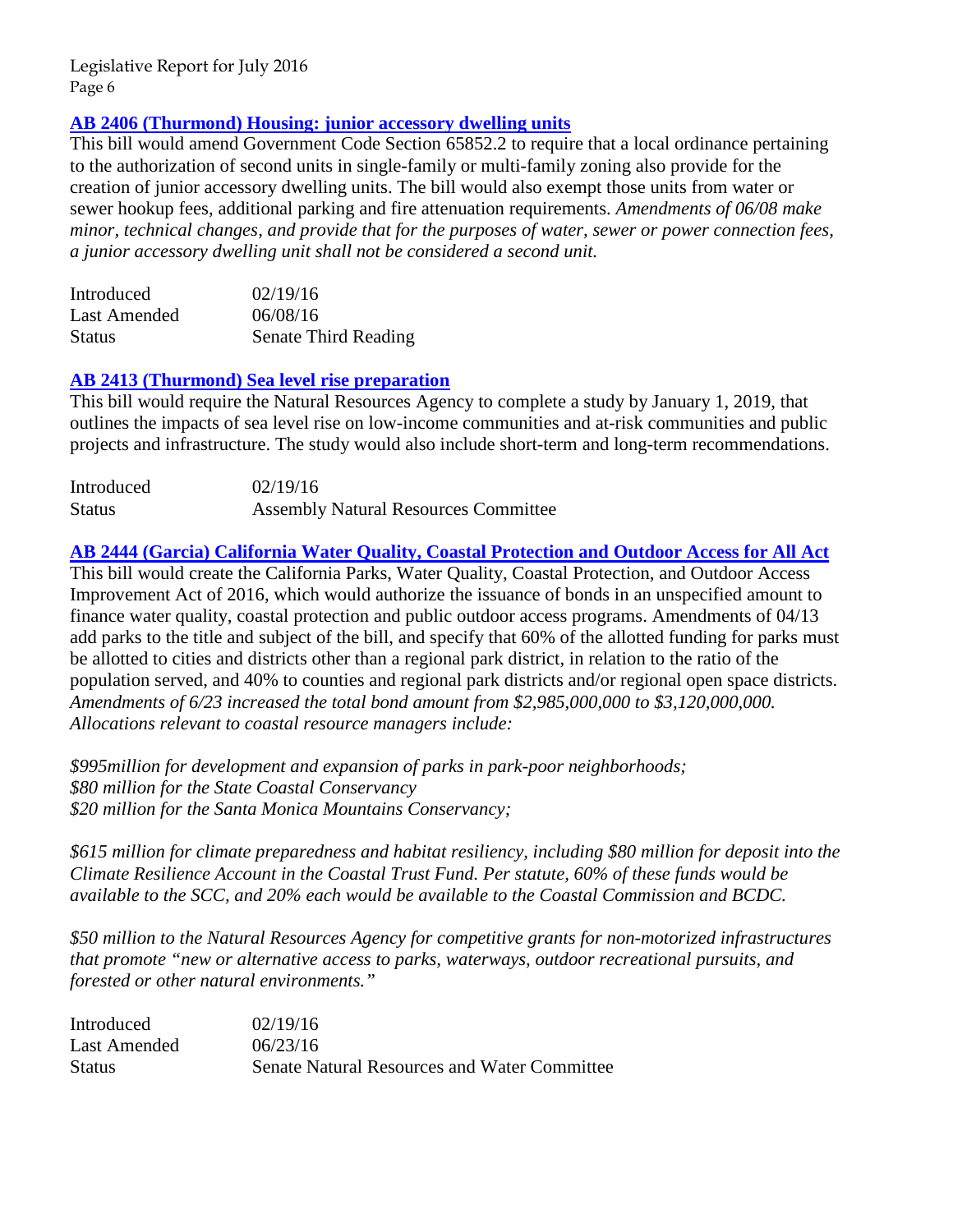### [AB 2406 (Thurmond) Housing: junior accessory dwelling units]()

This bill would amend Government Code Section 65852.2 to require that a local ordinance pertaining to the authorization of second units in single-family or multi-family zoning also provide for the creation of junior accessory dwelling units. The bill would also exempt those units from water or sewer hookup fees, additional parking and fire attenuation requirements. *Amendments of 06/08 make minor, technical changes, and provide that for the purposes of water, sewer or power connection fees, a junior accessory dwelling unit shall not be considered a second unit.*

| | |
|---|---|
| Introduced | 02/19/16 |
| Last Amended | 06/08/16 |
| Status | Senate Third Reading |

### [AB 2413 (Thurmond) Sea level rise preparation]()

This bill would require the Natural Resources Agency to complete a study by January 1, 2019, that outlines the impacts of sea level rise on low-income communities and at-risk communities and public projects and infrastructure. The study would also include short-term and long-term recommendations.

| | |
|---|---|
| Introduced | 02/19/16 |
| Status | Assembly Natural Resources Committee |

### [AB 2444 (Garcia) California Water Quality, Coastal Protection and Outdoor Access for All Act]()

This bill would create the California Parks, Water Quality, Coastal Protection, and Outdoor Access Improvement Act of 2016, which would authorize the issuance of bonds in an unspecified amount to finance water quality, coastal protection and public outdoor access programs. Amendments of 04/13 add parks to the title and subject of the bill, and specify that 60% of the allotted funding for parks must be allotted to cities and districts other than a regional park district, in relation to the ratio of the population served, and 40% to counties and regional park districts and/or regional open space districts. *Amendments of 6/23 increased the total bond amount from $2,985,000,000 to $3,120,000,000. Allocations relevant to coastal resource managers include:*

*$995million for development and expansion of parks in park-poor neighborhoods;*
*$80 million for the State Coastal Conservancy*
*$20 million for the Santa Monica Mountains Conservancy;*

*$615 million for climate preparedness and habitat resiliency, including $80 million for deposit into the Climate Resilience Account in the Coastal Trust Fund. Per statute, 60% of these funds would be available to the SCC, and 20% each would be available to the Coastal Commission and BCDC.*

*$50 million to the Natural Resources Agency for competitive grants for non-motorized infrastructures that promote "new or alternative access to parks, waterways, outdoor recreational pursuits, and forested or other natural environments."*

| | |
|---|---|
| Introduced | 02/19/16 |
| Last Amended | 06/23/16 |
| Status | Senate Natural Resources and Water Committee |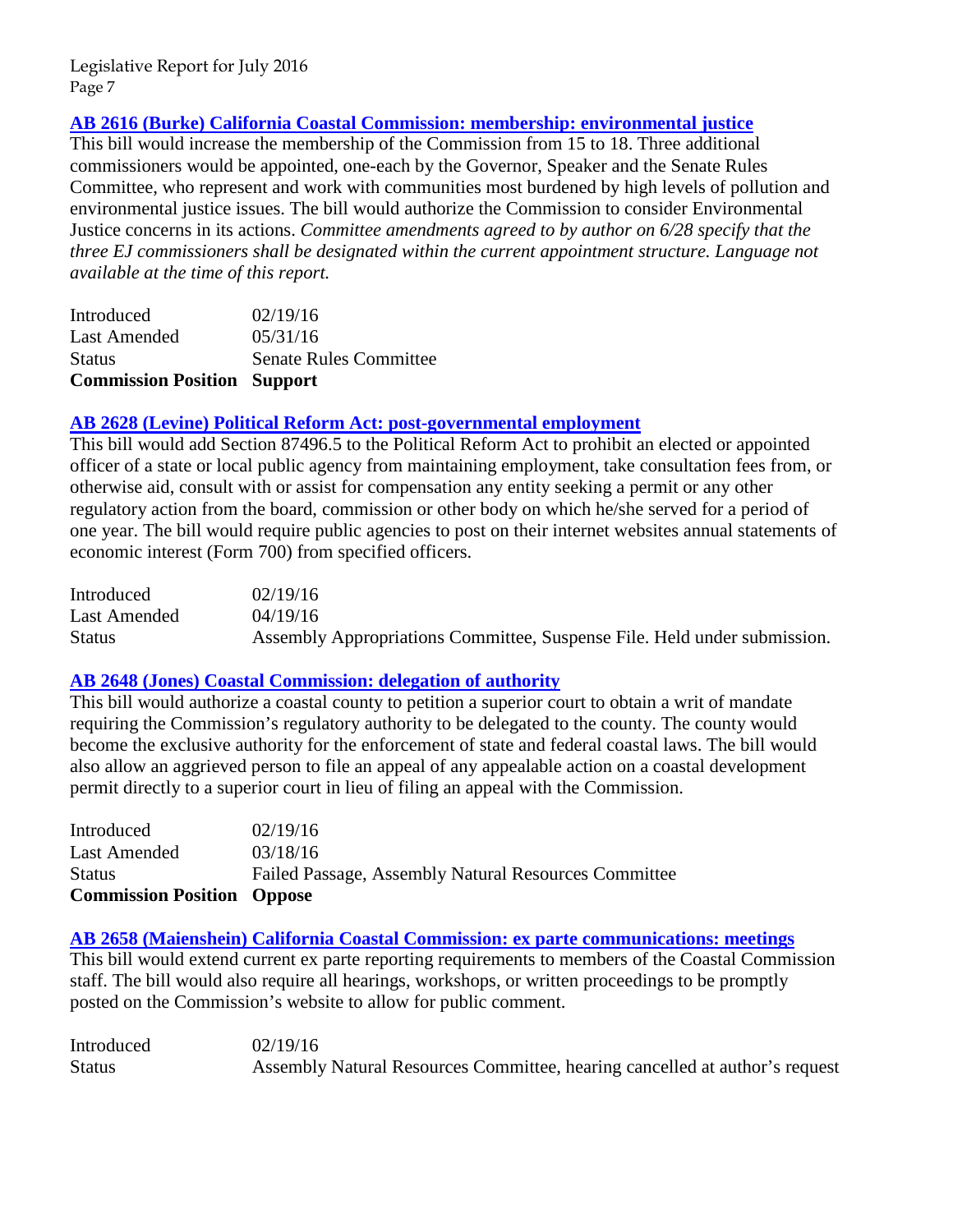### [AB 2616 (Burke) California Coastal Commission: membership: environmental justice]

This bill would increase the membership of the Commission from 15 to 18. Three additional commissioners would be appointed, one-each by the Governor, Speaker and the Senate Rules Committee, who represent and work with communities most burdened by high levels of pollution and environmental justice issues. The bill would authorize the Commission to consider Environmental Justice concerns in its actions. *Committee amendments agreed to by author on 6/28 specify that the three EJ commissioners shall be designated within the current appointment structure. Language not available at the time of this report.*

| | |
|---|---|
| Introduced | 02/19/16 |
| Last Amended | 05/31/16 |
| Status | Senate Rules Committee |
| **Commission Position** | **Support** |

### [AB 2628 (Levine) Political Reform Act: post-governmental employment]

This bill would add Section 87496.5 to the Political Reform Act to prohibit an elected or appointed officer of a state or local public agency from maintaining employment, take consultation fees from, or otherwise aid, consult with or assist for compensation any entity seeking a permit or any other regulatory action from the board, commission or other body on which he/she served for a period of one year. The bill would require public agencies to post on their internet websites annual statements of economic interest (Form 700) from specified officers.

| | |
|---|---|
| Introduced | 02/19/16 |
| Last Amended | 04/19/16 |
| Status | Assembly Appropriations Committee, Suspense File. Held under submission. |

### [AB 2648 (Jones) Coastal Commission: delegation of authority]

This bill would authorize a coastal county to petition a superior court to obtain a writ of mandate requiring the Commission's regulatory authority to be delegated to the county. The county would become the exclusive authority for the enforcement of state and federal coastal laws. The bill would also allow an aggrieved person to file an appeal of any appealable action on a coastal development permit directly to a superior court in lieu of filing an appeal with the Commission.

| | |
|---|---|
| Introduced | 02/19/16 |
| Last Amended | 03/18/16 |
| Status | Failed Passage, Assembly Natural Resources Committee |
| **Commission Position** | **Oppose** |

### [AB 2658 (Maienshein) California Coastal Commission: ex parte communications: meetings]

This bill would extend current ex parte reporting requirements to members of the Coastal Commission staff. The bill would also require all hearings, workshops, or written proceedings to be promptly posted on the Commission's website to allow for public comment.

| | |
|---|---|
| Introduced | 02/19/16 |
| Status | Assembly Natural Resources Committee, hearing cancelled at author's request |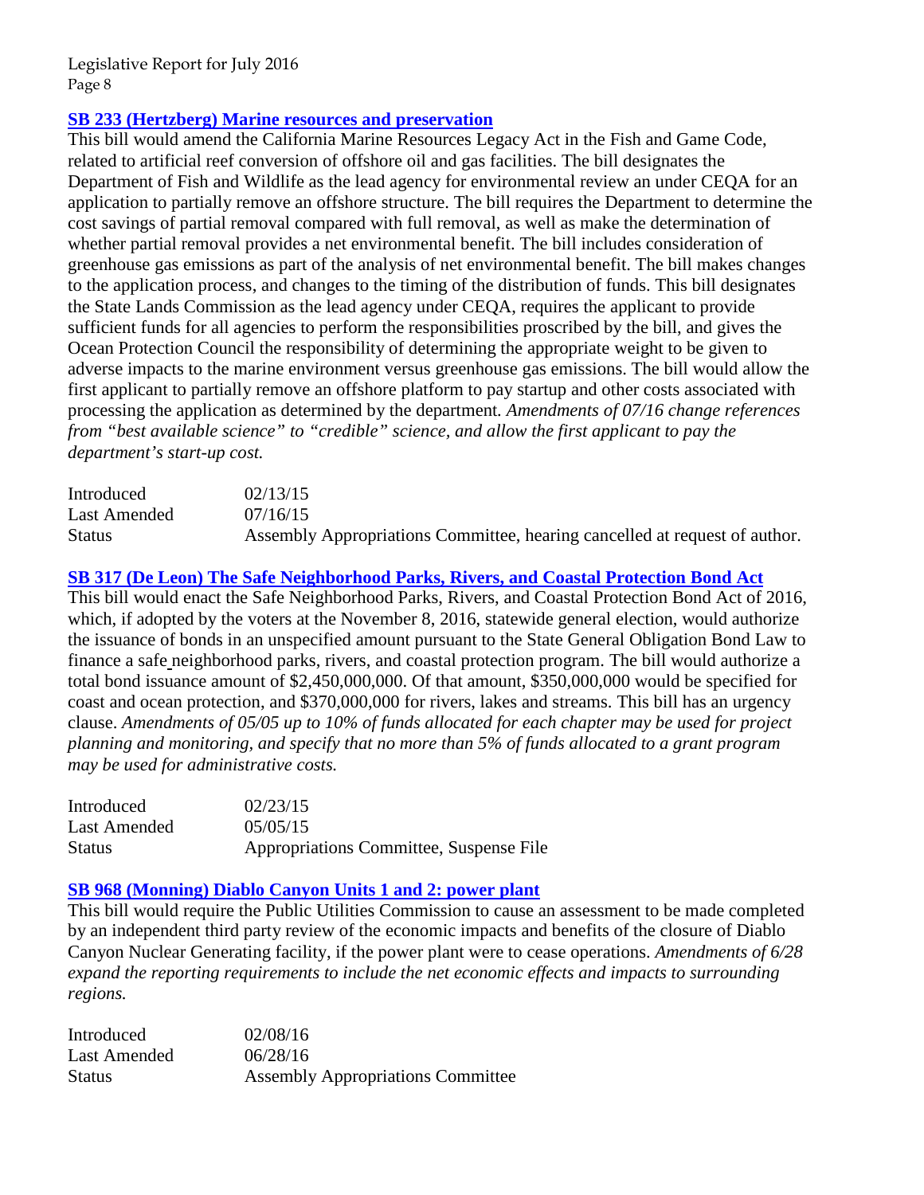### SB 233 (Hertzberg) Marine resources and preservation

This bill would amend the California Marine Resources Legacy Act in the Fish and Game Code, related to artificial reef conversion of offshore oil and gas facilities. The bill designates the Department of Fish and Wildlife as the lead agency for environmental review an under CEQA for an application to partially remove an offshore structure. The bill requires the Department to determine the cost savings of partial removal compared with full removal, as well as make the determination of whether partial removal provides a net environmental benefit. The bill includes consideration of greenhouse gas emissions as part of the analysis of net environmental benefit. The bill makes changes to the application process, and changes to the timing of the distribution of funds. This bill designates the State Lands Commission as the lead agency under CEQA, requires the applicant to provide sufficient funds for all agencies to perform the responsibilities proscribed by the bill, and gives the Ocean Protection Council the responsibility of determining the appropriate weight to be given to adverse impacts to the marine environment versus greenhouse gas emissions. The bill would allow the first applicant to partially remove an offshore platform to pay startup and other costs associated with processing the application as determined by the department. *Amendments of 07/16 change references from "best available science" to "credible" science, and allow the first applicant to pay the department's start-up cost.*

| | |
|---|---|
| Introduced | 02/13/15 |
| Last Amended | 07/16/15 |
| Status | Assembly Appropriations Committee, hearing cancelled at request of author. |

### SB 317 (De Leon) The Safe Neighborhood Parks, Rivers, and Coastal Protection Bond Act

This bill would enact the Safe Neighborhood Parks, Rivers, and Coastal Protection Bond Act of 2016, which, if adopted by the voters at the November 8, 2016, statewide general election, would authorize the issuance of bonds in an unspecified amount pursuant to the State General Obligation Bond Law to finance a safe neighborhood parks, rivers, and coastal protection program. The bill would authorize a total bond issuance amount of $2,450,000,000. Of that amount, $350,000,000 would be specified for coast and ocean protection, and $370,000,000 for rivers, lakes and streams. This bill has an urgency clause. *Amendments of 05/05 up to 10% of funds allocated for each chapter may be used for project planning and monitoring, and specify that no more than 5% of funds allocated to a grant program may be used for administrative costs.*

| | |
|---|---|
| Introduced | 02/23/15 |
| Last Amended | 05/05/15 |
| Status | Appropriations Committee, Suspense File |

### SB 968 (Monning) Diablo Canyon Units 1 and 2: power plant

This bill would require the Public Utilities Commission to cause an assessment to be made completed by an independent third party review of the economic impacts and benefits of the closure of Diablo Canyon Nuclear Generating facility, if the power plant were to cease operations. *Amendments of 6/28 expand the reporting requirements to include the net economic effects and impacts to surrounding regions.*

| | |
|---|---|
| Introduced | 02/08/16 |
| Last Amended | 06/28/16 |
| Status | Assembly Appropriations Committee |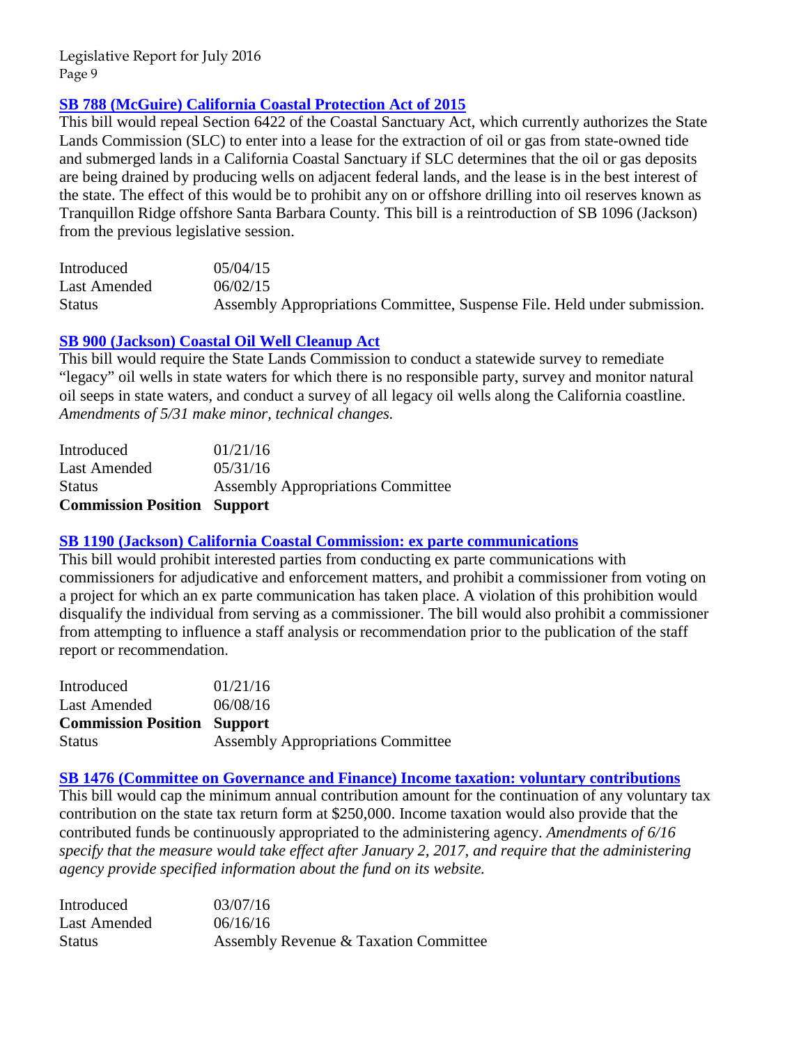### SB 788 (McGuire) California Coastal Protection Act of 2015

This bill would repeal Section 6422 of the Coastal Sanctuary Act, which currently authorizes the State Lands Commission (SLC) to enter into a lease for the extraction of oil or gas from state-owned tide and submerged lands in a California Coastal Sanctuary if SLC determines that the oil or gas deposits are being drained by producing wells on adjacent federal lands, and the lease is in the best interest of the state. The effect of this would be to prohibit any on or offshore drilling into oil reserves known as Tranquillon Ridge offshore Santa Barbara County. This bill is a reintroduction of SB 1096 (Jackson) from the previous legislative session.

| | |
|---|---|
| Introduced | 05/04/15 |
| Last Amended | 06/02/15 |
| Status | Assembly Appropriations Committee, Suspense File. Held under submission. |

### SB 900 (Jackson) Coastal Oil Well Cleanup Act

This bill would require the State Lands Commission to conduct a statewide survey to remediate "legacy" oil wells in state waters for which there is no responsible party, survey and monitor natural oil seeps in state waters, and conduct a survey of all legacy oil wells along the California coastline. *Amendments of 5/31 make minor, technical changes.*

| | |
|---|---|
| Introduced | 01/21/16 |
| Last Amended | 05/31/16 |
| Status | Assembly Appropriations Committee |
| **Commission Position** | **Support** |

### SB 1190 (Jackson) California Coastal Commission: ex parte communications

This bill would prohibit interested parties from conducting ex parte communications with commissioners for adjudicative and enforcement matters, and prohibit a commissioner from voting on a project for which an ex parte communication has taken place. A violation of this prohibition would disqualify the individual from serving as a commissioner. The bill would also prohibit a commissioner from attempting to influence a staff analysis or recommendation prior to the publication of the staff report or recommendation.

| | |
|---|---|
| Introduced | 01/21/16 |
| Last Amended | 06/08/16 |
| **Commission Position** | **Support** |
| Status | Assembly Appropriations Committee |

### SB 1476 (Committee on Governance and Finance) Income taxation: voluntary contributions

This bill would cap the minimum annual contribution amount for the continuation of any voluntary tax contribution on the state tax return form at $250,000. Income taxation would also provide that the contributed funds be continuously appropriated to the administering agency. *Amendments of 6/16 specify that the measure would take effect after January 2, 2017, and require that the administering agency provide specified information about the fund on its website.*

| | |
|---|---|
| Introduced | 03/07/16 |
| Last Amended | 06/16/16 |
| Status | Assembly Revenue & Taxation Committee |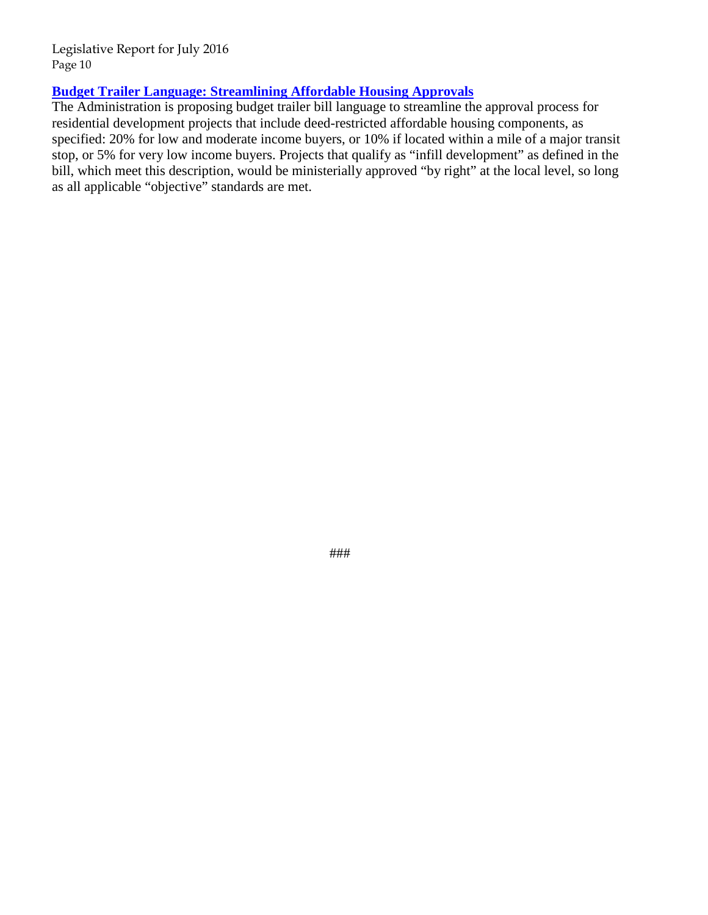**Budget Trailer Language: Streamlining Affordable Housing Approvals**

The Administration is proposing budget trailer bill language to streamline the approval process for residential development projects that include deed-restricted affordable housing components, as specified: 20% for low and moderate income buyers, or 10% if located within a mile of a major transit stop, or 5% for very low income buyers. Projects that qualify as "infill development" as defined in the bill, which meet this description, would be ministerially approved "by right" at the local level, so long as all applicable "objective" standards are met.

###